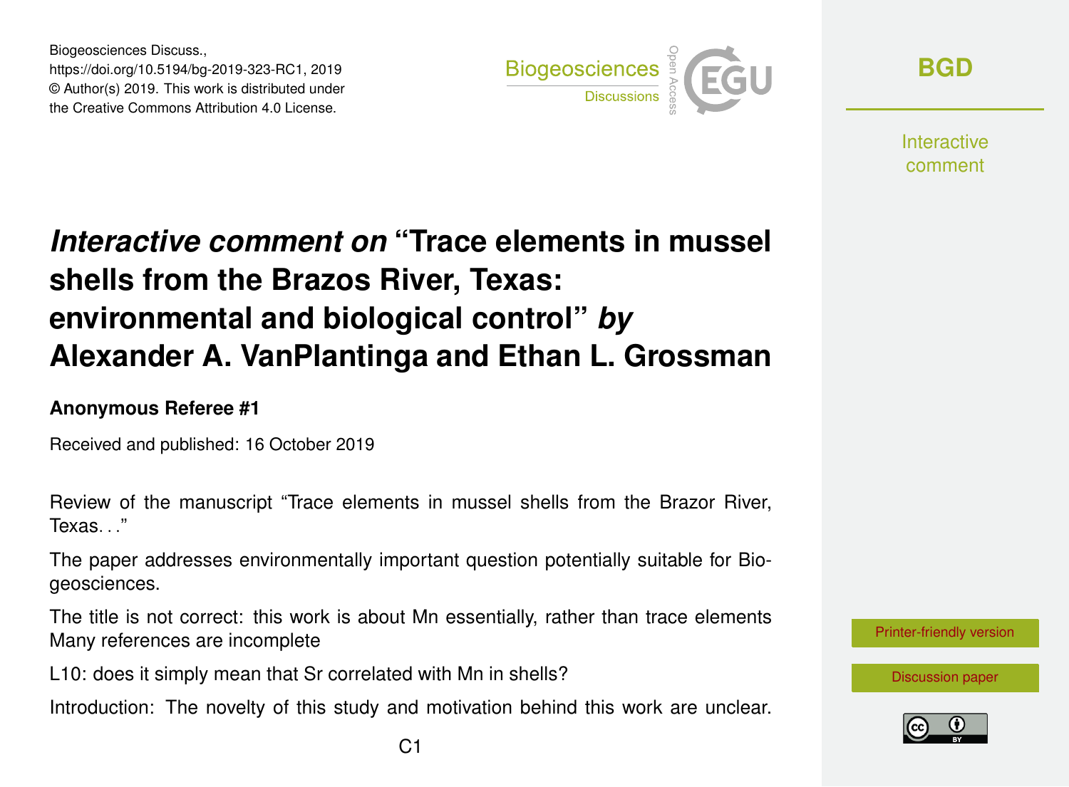Biogeosciences Discuss.,
https://doi.org/10.5194/bg-2019-323-RC1, 2019
© Author(s) 2019. This work is distributed under
the Creative Commons Attribution 4.0 License.

# *Interactive comment on* "Trace elements in mussel shells from the Brazos River, Texas: environmental and biological control" *by* Alexander A. VanPlantinga and Ethan L. Grossman

**Anonymous Referee #1**

Received and published: 16 October 2019

Review of the manuscript "Trace elements in mussel shells from the Brazor River, Texas..."

The paper addresses environmentally important question potentially suitable for Biogeosciences.

The title is not correct: this work is about Mn essentially, rather than trace elements Many references are incomplete

L10: does it simply mean that Sr correlated with Mn in shells?

Introduction: The novelty of this study and motivation behind this work are unclear.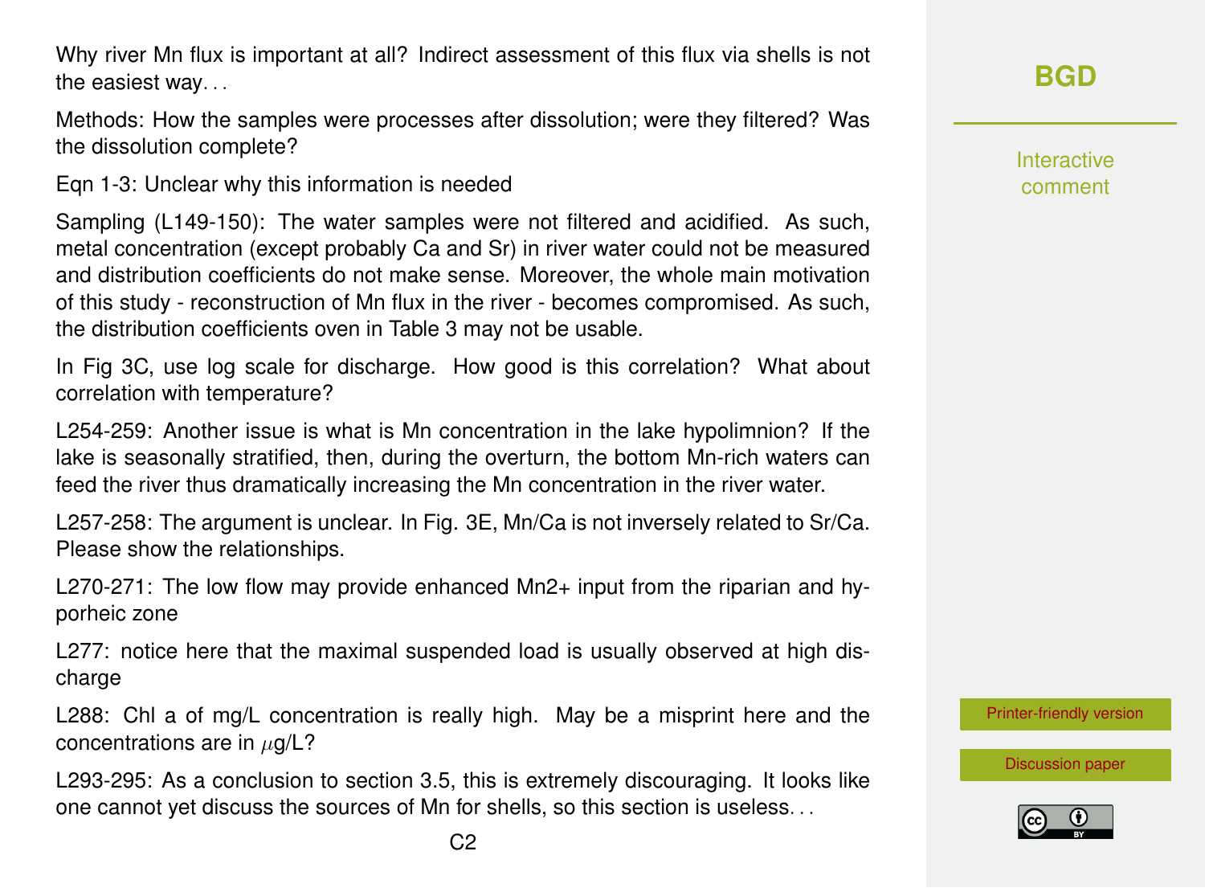Why river Mn flux is important at all? Indirect assessment of this flux via shells is not the easiest way...

Methods: How the samples were processes after dissolution; were they filtered? Was the dissolution complete?

Eqn 1-3: Unclear why this information is needed

Sampling (L149-150): The water samples were not filtered and acidified. As such, metal concentration (except probably Ca and Sr) in river water could not be measured and distribution coefficients do not make sense. Moreover, the whole main motivation of this study - reconstruction of Mn flux in the river - becomes compromised. As such, the distribution coefficients oven in Table 3 may not be usable.

In Fig 3C, use log scale for discharge. How good is this correlation? What about correlation with temperature?

L254-259: Another issue is what is Mn concentration in the lake hypolimnion? If the lake is seasonally stratified, then, during the overturn, the bottom Mn-rich waters can feed the river thus dramatically increasing the Mn concentration in the river water.

L257-258: The argument is unclear. In Fig. 3E, Mn/Ca is not inversely related to Sr/Ca. Please show the relationships.

L270-271: The low flow may provide enhanced $Mn^{2+}$ input from the riparian and hyporheic zone

L277: notice here that the maximal suspended load is usually observed at high discharge

L288: Chl a of mg/L concentration is really high. May be a misprint here and the concentrations are in $\mu$g/L?

L293-295: As a conclusion to section 3.5, this is extremely discouraging. It looks like one cannot yet discuss the sources of Mn for shells, so this section is useless...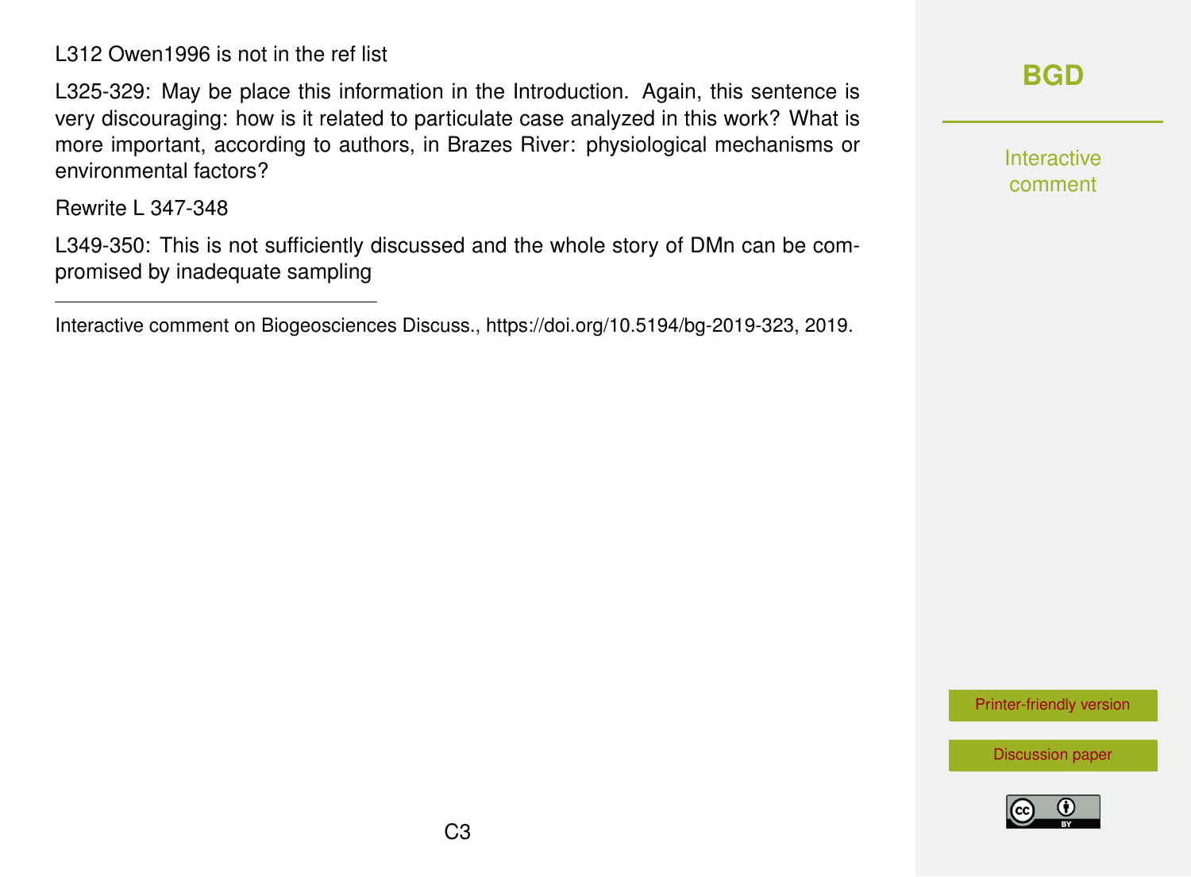L312 Owen1996 is not in the ref list

L325-329: May be place this information in the Introduction. Again, this sentence is very discouraging: how is it related to particulate case analyzed in this work? What is more important, according to authors, in Brazes River: physiological mechanisms or environmental factors?

Rewrite L 347-348

L349-350: This is not sufficiently discussed and the whole story of DMn can be compromised by inadequate sampling

---

Interactive comment on Biogeosciences Discuss., https://doi.org/10.5194/bg-2019-323, 2019.